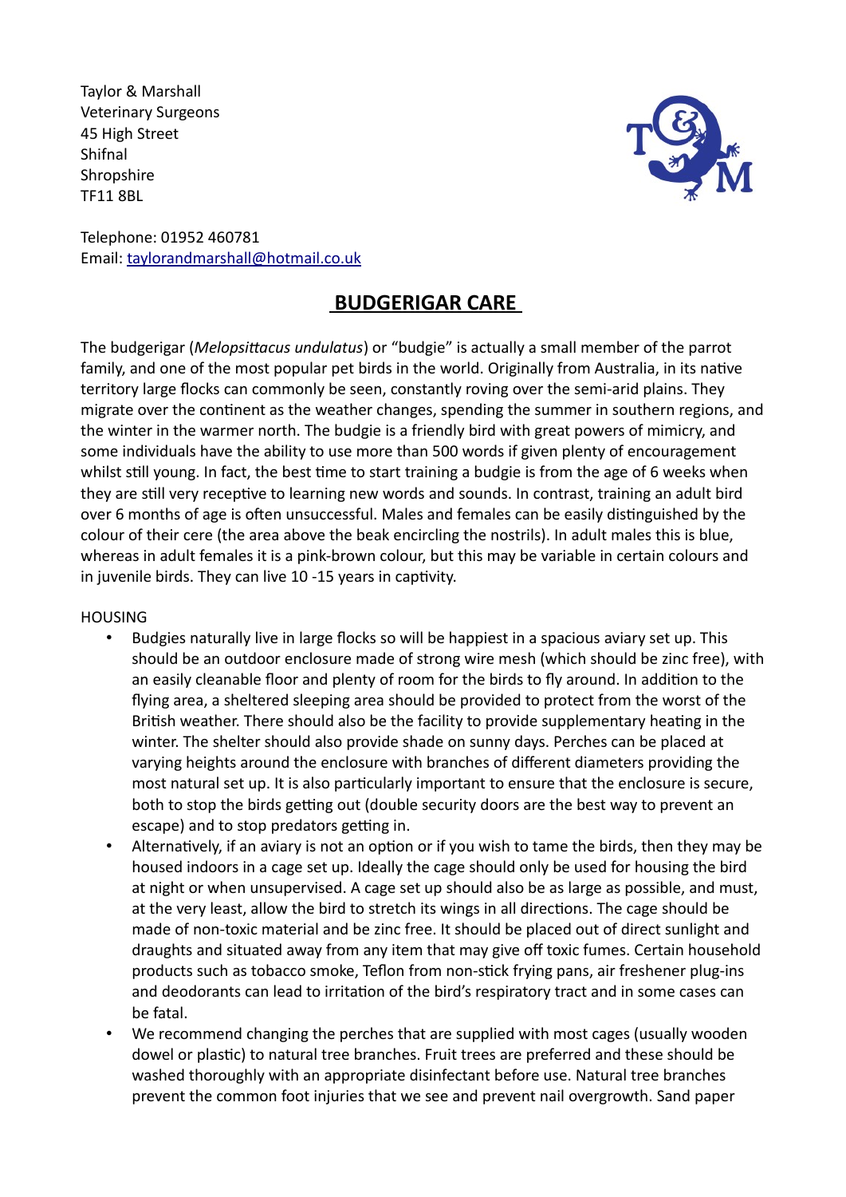Taylor & Marshall
Veterinary Surgeons
45 High Street
Shifnal
Shropshire
TF11 8BL

Telephone: 01952 460781
Email: taylorandmarshall@hotmail.co.uk

# BUDGERIGAR CARE

The budgerigar (*Melopsittacus undulatus*) or "budgie" is actually a small member of the parrot family, and one of the most popular pet birds in the world. Originally from Australia, in its native territory large flocks can commonly be seen, constantly roving over the semi-arid plains. They migrate over the continent as the weather changes, spending the summer in southern regions, and the winter in the warmer north. The budgie is a friendly bird with great powers of mimicry, and some individuals have the ability to use more than 500 words if given plenty of encouragement whilst still young. In fact, the best time to start training a budgie is from the age of 6 weeks when they are still very receptive to learning new words and sounds. In contrast, training an adult bird over 6 months of age is often unsuccessful. Males and females can be easily distinguished by the colour of their cere (the area above the beak encircling the nostrils). In adult males this is blue, whereas in adult females it is a pink-brown colour, but this may be variable in certain colours and in juvenile birds. They can live 10 -15 years in captivity.

HOUSING

- Budgies naturally live in large flocks so will be happiest in a spacious aviary set up. This should be an outdoor enclosure made of strong wire mesh (which should be zinc free), with an easily cleanable floor and plenty of room for the birds to fly around. In addition to the flying area, a sheltered sleeping area should be provided to protect from the worst of the British weather. There should also be the facility to provide supplementary heating in the winter. The shelter should also provide shade on sunny days. Perches can be placed at varying heights around the enclosure with branches of different diameters providing the most natural set up. It is also particularly important to ensure that the enclosure is secure, both to stop the birds getting out (double security doors are the best way to prevent an escape) and to stop predators getting in.
- Alternatively, if an aviary is not an option or if you wish to tame the birds, then they may be housed indoors in a cage set up. Ideally the cage should only be used for housing the bird at night or when unsupervised. A cage set up should also be as large as possible, and must, at the very least, allow the bird to stretch its wings in all directions. The cage should be made of non-toxic material and be zinc free. It should be placed out of direct sunlight and draughts and situated away from any item that may give off toxic fumes. Certain household products such as tobacco smoke, Teflon from non-stick frying pans, air freshener plug-ins and deodorants can lead to irritation of the bird's respiratory tract and in some cases can be fatal.
- We recommend changing the perches that are supplied with most cages (usually wooden dowel or plastic) to natural tree branches. Fruit trees are preferred and these should be washed thoroughly with an appropriate disinfectant before use. Natural tree branches prevent the common foot injuries that we see and prevent nail overgrowth. Sand paper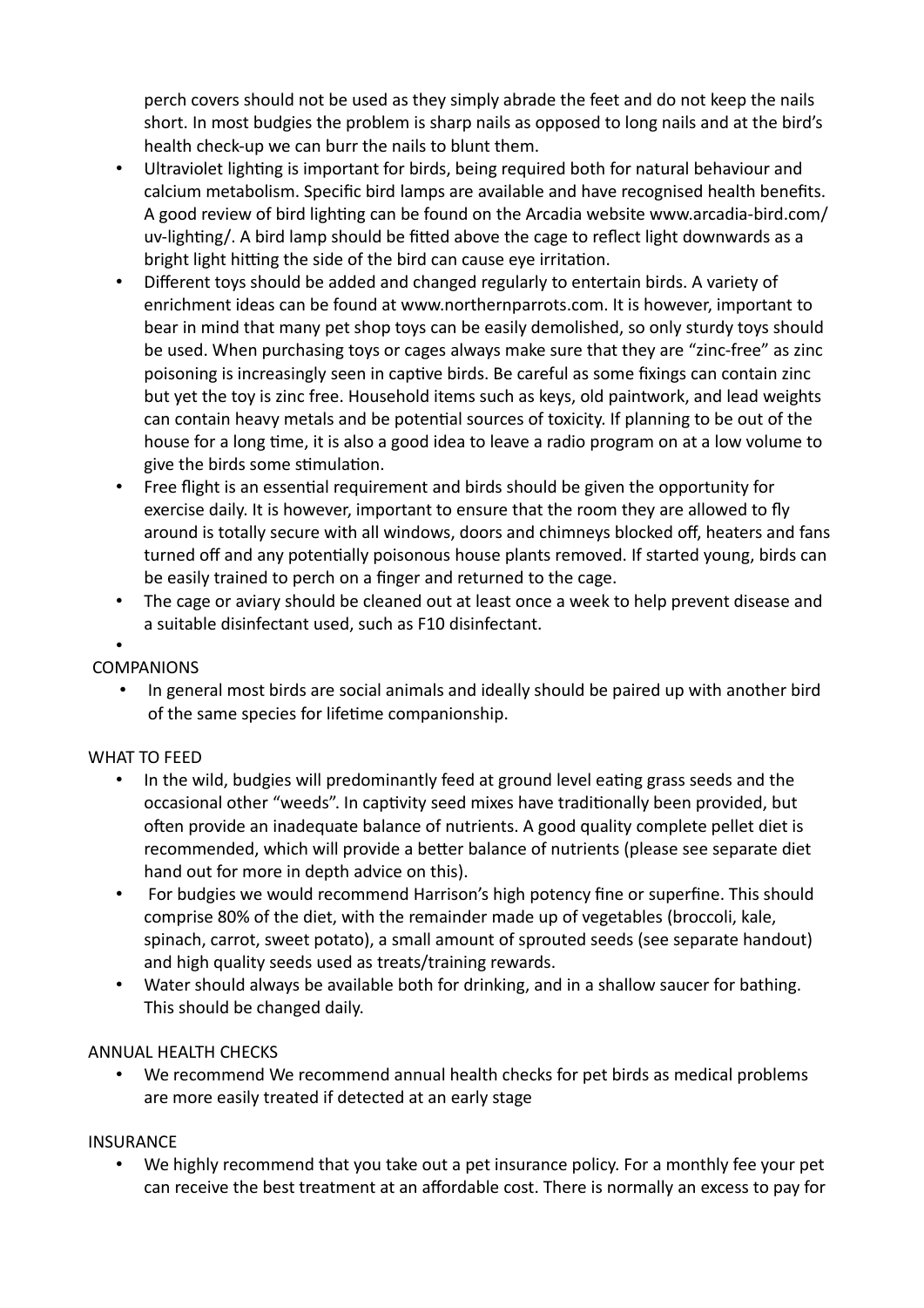perch covers should not be used as they simply abrade the feet and do not keep the nails short. In most budgies the problem is sharp nails as opposed to long nails and at the bird's health check-up we can burr the nails to blunt them.

- Ultraviolet lighting is important for birds, being required both for natural behaviour and calcium metabolism. Specific bird lamps are available and have recognised health benefits. A good review of bird lighting can be found on the Arcadia website www.arcadia-bird.com/uv-lighting/. A bird lamp should be fitted above the cage to reflect light downwards as a bright light hitting the side of the bird can cause eye irritation.
- Different toys should be added and changed regularly to entertain birds. A variety of enrichment ideas can be found at www.northernparrots.com. It is however, important to bear in mind that many pet shop toys can be easily demolished, so only sturdy toys should be used. When purchasing toys or cages always make sure that they are "zinc-free" as zinc poisoning is increasingly seen in captive birds. Be careful as some fixings can contain zinc but yet the toy is zinc free. Household items such as keys, old paintwork, and lead weights can contain heavy metals and be potential sources of toxicity. If planning to be out of the house for a long time, it is also a good idea to leave a radio program on at a low volume to give the birds some stimulation.
- Free flight is an essential requirement and birds should be given the opportunity for exercise daily. It is however, important to ensure that the room they are allowed to fly around is totally secure with all windows, doors and chimneys blocked off, heaters and fans turned off and any potentially poisonous house plants removed. If started young, birds can be easily trained to perch on a finger and returned to the cage.
- The cage or aviary should be cleaned out at least once a week to help prevent disease and a suitable disinfectant used, such as F10 disinfectant.

## COMPANIONS

- In general most birds are social animals and ideally should be paired up with another bird of the same species for lifetime companionship.

## WHAT TO FEED

- In the wild, budgies will predominantly feed at ground level eating grass seeds and the occasional other "weeds". In captivity seed mixes have traditionally been provided, but often provide an inadequate balance of nutrients. A good quality complete pellet diet is recommended, which will provide a better balance of nutrients (please see separate diet hand out for more in depth advice on this).
- For budgies we would recommend Harrison's high potency fine or superfine. This should comprise 80% of the diet, with the remainder made up of vegetables (broccoli, kale, spinach, carrot, sweet potato), a small amount of sprouted seeds (see separate handout) and high quality seeds used as treats/training rewards.
- Water should always be available both for drinking, and in a shallow saucer for bathing. This should be changed daily.

## ANNUAL HEALTH CHECKS

- We recommend We recommend annual health checks for pet birds as medical problems are more easily treated if detected at an early stage

## INSURANCE

- We highly recommend that you take out a pet insurance policy. For a monthly fee your pet can receive the best treatment at an affordable cost. There is normally an excess to pay for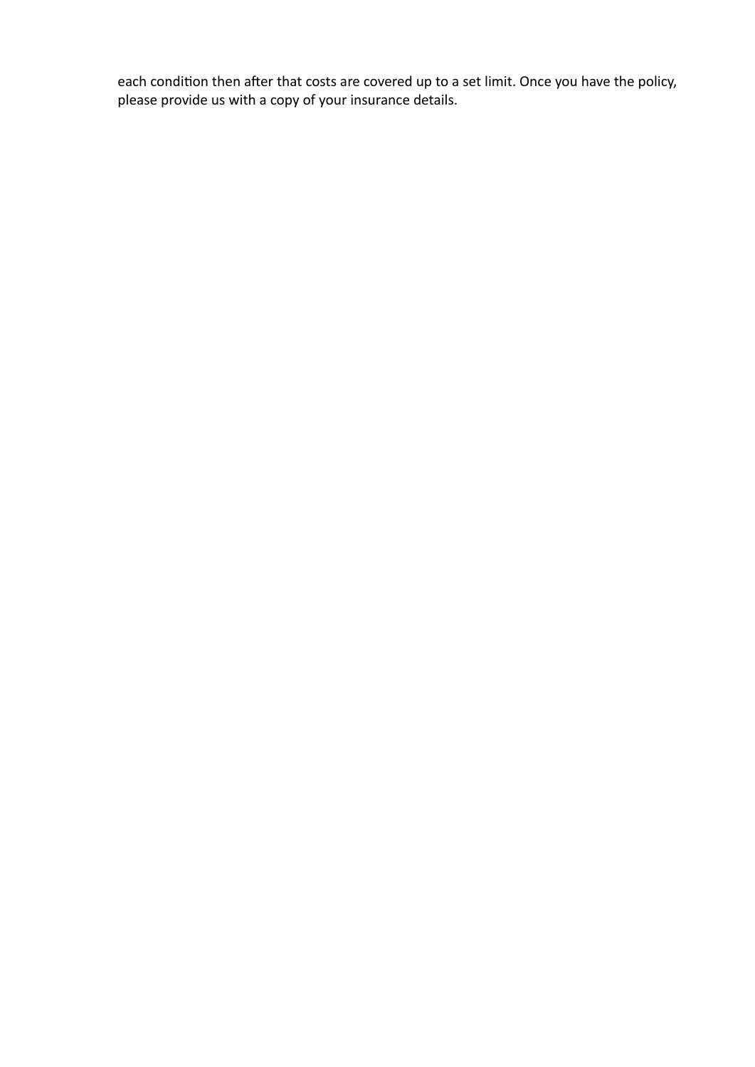each condition then after that costs are covered up to a set limit. Once you have the policy, please provide us with a copy of your insurance details.